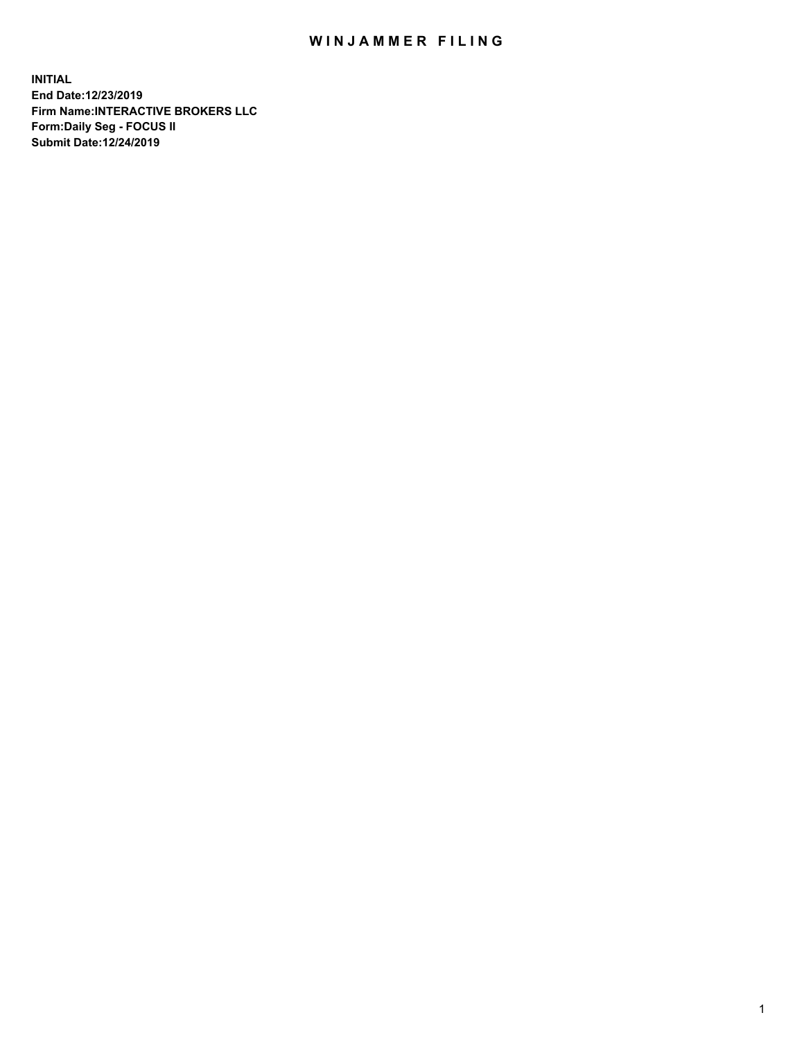# WINJAMMER FILING

**INITIAL**
**End Date:12/23/2019**
**Firm Name:INTERACTIVE BROKERS LLC**
**Form:Daily Seg - FOCUS II**
**Submit Date:12/24/2019**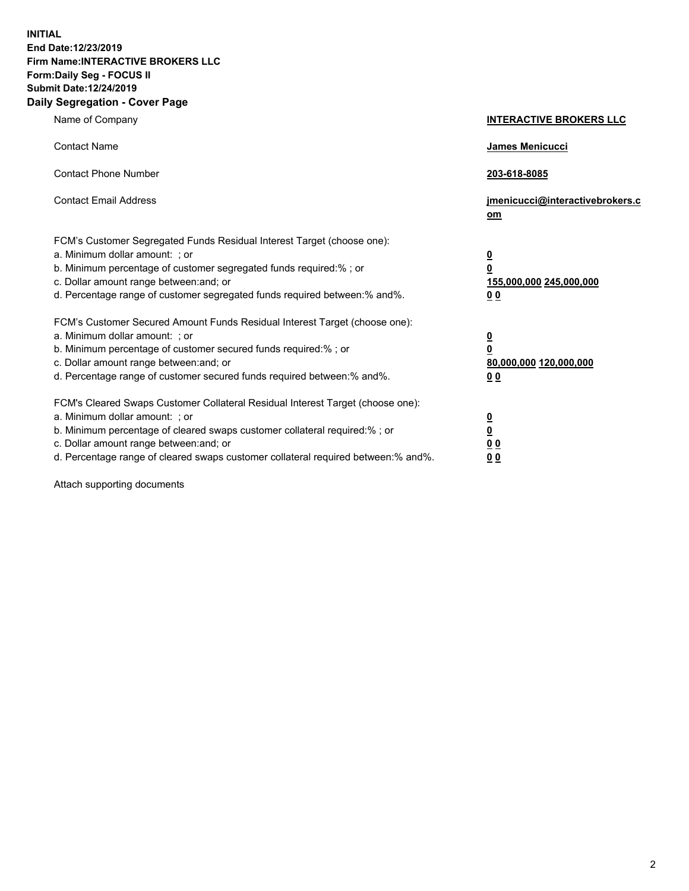**INITIAL**
**End Date:12/23/2019**
**Firm Name:INTERACTIVE BROKERS LLC**
**Form:Daily Seg - FOCUS II**
**Submit Date:12/24/2019**

## Daily Segregation - Cover Page

| | |
|---|---|
| Name of Company | **INTERACTIVE BROKERS LLC** |
| Contact Name | **James Menicucci** |
| Contact Phone Number | **203-618-8085** |
| Contact Email Address | **jmenicucci@interactivebrokers.com** |
| FCM's Customer Segregated Funds Residual Interest Target (choose one): | |
| a. Minimum dollar amount: ; or | **0** |
| b. Minimum percentage of customer segregated funds required:% ; or | **0** |
| c. Dollar amount range between:and; or | **155,000,000 245,000,000** |
| d. Percentage range of customer segregated funds required between:% and%. | **0 0** |
| FCM's Customer Secured Amount Funds Residual Interest Target (choose one): | |
| a. Minimum dollar amount: ; or | **0** |
| b. Minimum percentage of customer secured funds required:% ; or | **0** |
| c. Dollar amount range between:and; or | **80,000,000 120,000,000** |
| d. Percentage range of customer secured funds required between:% and%. | **0 0** |
| FCM's Cleared Swaps Customer Collateral Residual Interest Target (choose one): | |
| a. Minimum dollar amount: ; or | **0** |
| b. Minimum percentage of cleared swaps customer collateral required:% ; or | **0** |
| c. Dollar amount range between:and; or | **0 0** |
| d. Percentage range of cleared swaps customer collateral required between:% and%. | **0 0** |

Attach supporting documents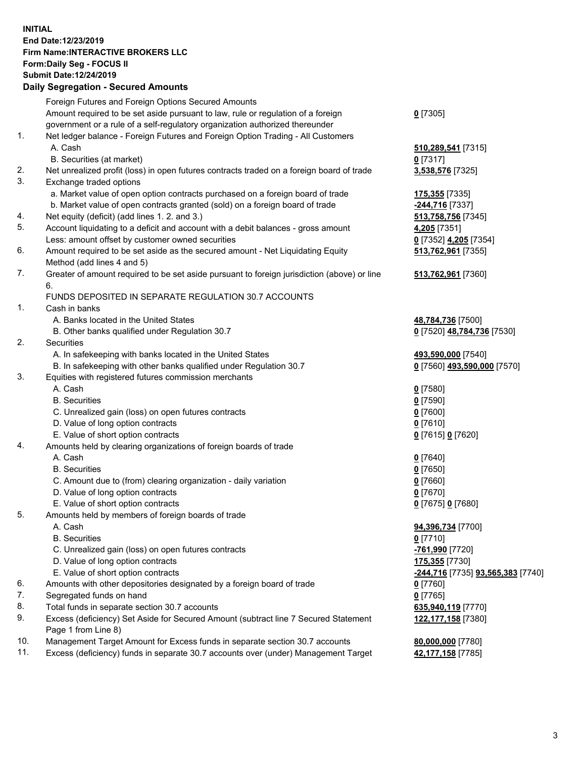**INITIAL**
**End Date:12/23/2019**
**Firm Name:INTERACTIVE BROKERS LLC**
**Form:Daily Seg - FOCUS II**
**Submit Date:12/24/2019**

## Daily Segregation - Secured Amounts

| | | |
|---|---|---|
| | Foreign Futures and Foreign Options Secured Amounts | |
| | Amount required to be set aside pursuant to law, rule or regulation of a foreign government or a rule of a self-regulatory organization authorized thereunder | **0** [7305] |
| 1. | Net ledger balance - Foreign Futures and Foreign Option Trading - All Customers | |
| | A. Cash | **510,289,541** [7315] |
| | B. Securities (at market) | **0** [7317] |
| 2. | Net unrealized profit (loss) in open futures contracts traded on a foreign board of trade | **3,538,576** [7325] |
| 3. | Exchange traded options | |
| | a. Market value of open option contracts purchased on a foreign board of trade | **175,355** [7335] |
| | b. Market value of open contracts granted (sold) on a foreign board of trade | **-244,716** [7337] |
| 4. | Net equity (deficit) (add lines 1. 2. and 3.) | **513,758,756** [7345] |
| 5. | Account liquidating to a deficit and account with a debit balances - gross amount | **4,205** [7351] |
| | Less: amount offset by customer owned securities | **0** [7352] **4,205** [7354] |
| 6. | Amount required to be set aside as the secured amount - Net Liquidating Equity Method (add lines 4 and 5) | **513,762,961** [7355] |
| 7. | Greater of amount required to be set aside pursuant to foreign jurisdiction (above) or line 6. | **513,762,961** [7360] |
| | FUNDS DEPOSITED IN SEPARATE REGULATION 30.7 ACCOUNTS | |
| 1. | Cash in banks | |
| | A. Banks located in the United States | **48,784,736** [7500] |
| | B. Other banks qualified under Regulation 30.7 | **0** [7520] **48,784,736** [7530] |
| 2. | Securities | |
| | A. In safekeeping with banks located in the United States | **493,590,000** [7540] |
| | B. In safekeeping with other banks qualified under Regulation 30.7 | **0** [7560] **493,590,000** [7570] |
| 3. | Equities with registered futures commission merchants | |
| | A. Cash | **0** [7580] |
| | B. Securities | **0** [7590] |
| | C. Unrealized gain (loss) on open futures contracts | **0** [7600] |
| | D. Value of long option contracts | **0** [7610] |
| | E. Value of short option contracts | **0** [7615] **0** [7620] |
| 4. | Amounts held by clearing organizations of foreign boards of trade | |
| | A. Cash | **0** [7640] |
| | B. Securities | **0** [7650] |
| | C. Amount due to (from) clearing organization - daily variation | **0** [7660] |
| | D. Value of long option contracts | **0** [7670] |
| | E. Value of short option contracts | **0** [7675] **0** [7680] |
| 5. | Amounts held by members of foreign boards of trade | |
| | A. Cash | **94,396,734** [7700] |
| | B. Securities | **0** [7710] |
| | C. Unrealized gain (loss) on open futures contracts | **-761,990** [7720] |
| | D. Value of long option contracts | **175,355** [7730] |
| | E. Value of short option contracts | **-244,716** [7735] **93,565,383** [7740] |
| 6. | Amounts with other depositories designated by a foreign board of trade | **0** [7760] |
| 7. | Segregated funds on hand | **0** [7765] |
| 8. | Total funds in separate section 30.7 accounts | **635,940,119** [7770] |
| 9. | Excess (deficiency) Set Aside for Secured Amount (subtract line 7 Secured Statement Page 1 from Line 8) | **122,177,158** [7380] |
| 10. | Management Target Amount for Excess funds in separate section 30.7 accounts | **80,000,000** [7780] |
| 11. | Excess (deficiency) funds in separate 30.7 accounts over (under) Management Target | **42,177,158** [7785] |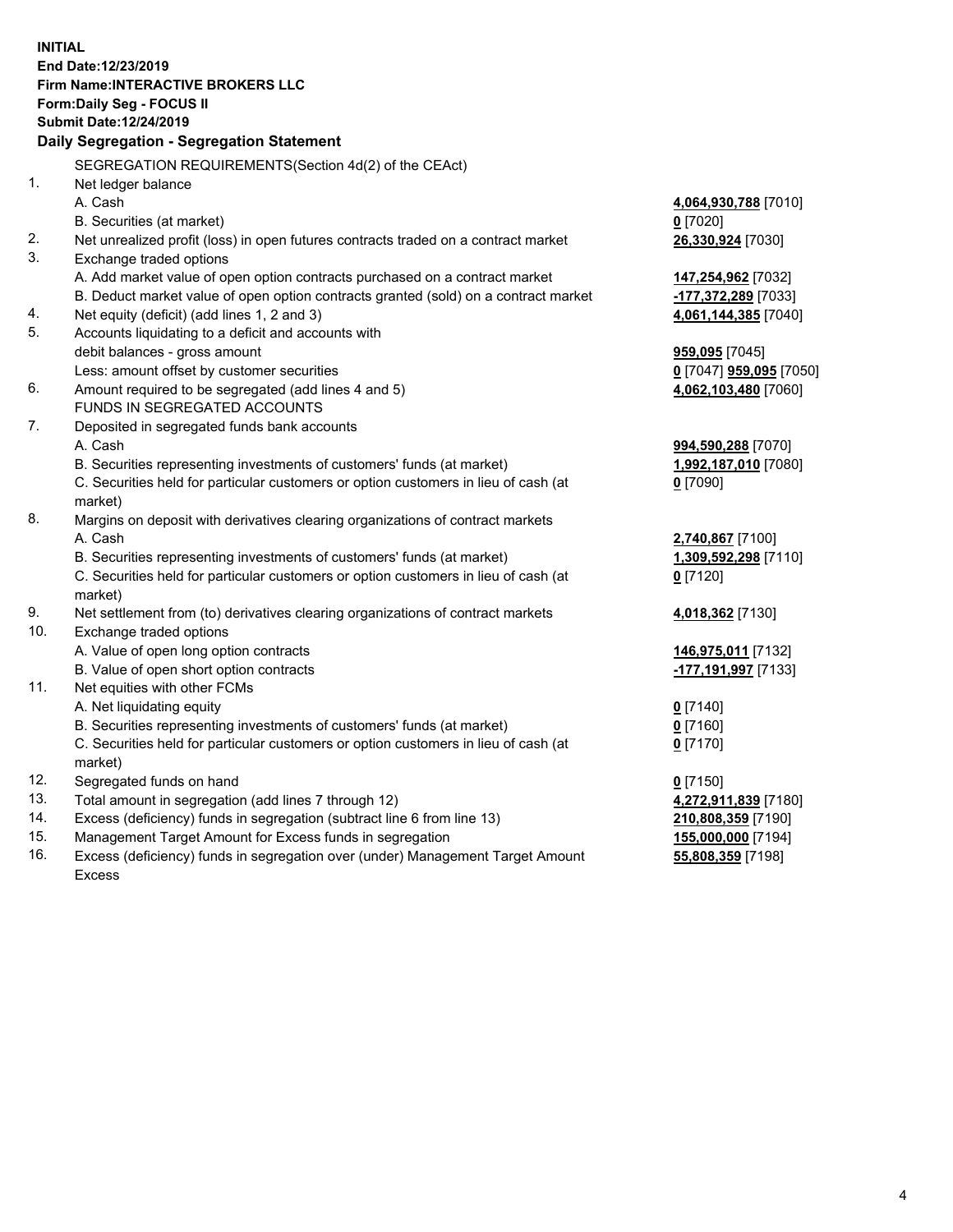**INITIAL**
**End Date:12/23/2019**
**Firm Name:INTERACTIVE BROKERS LLC**
**Form:Daily Seg - FOCUS II**
**Submit Date:12/24/2019**

## Daily Segregation - Segregation Statement

| | | |
|---|---|---|
| | SEGREGATION REQUIREMENTS(Section 4d(2) of the CEAct) | |
| 1. | Net ledger balance | |
| | A. Cash | **4,064,930,788** [7010] |
| | B. Securities (at market) | **0** [7020] |
| 2. | Net unrealized profit (loss) in open futures contracts traded on a contract market | **26,330,924** [7030] |
| 3. | Exchange traded options | |
| | A. Add market value of open option contracts purchased on a contract market | **147,254,962** [7032] |
| | B. Deduct market value of open option contracts granted (sold) on a contract market | **-177,372,289** [7033] |
| 4. | Net equity (deficit) (add lines 1, 2 and 3) | **4,061,144,385** [7040] |
| 5. | Accounts liquidating to a deficit and accounts with | |
| | debit balances - gross amount | **959,095** [7045] |
| | Less: amount offset by customer securities | **0** [7047] **959,095** [7050] |
| 6. | Amount required to be segregated (add lines 4 and 5) | **4,062,103,480** [7060] |
| | FUNDS IN SEGREGATED ACCOUNTS | |
| 7. | Deposited in segregated funds bank accounts | |
| | A. Cash | **994,590,288** [7070] |
| | B. Securities representing investments of customers' funds (at market) | **1,992,187,010** [7080] |
| | C. Securities held for particular customers or option customers in lieu of cash (at market) | **0** [7090] |
| 8. | Margins on deposit with derivatives clearing organizations of contract markets | |
| | A. Cash | **2,740,867** [7100] |
| | B. Securities representing investments of customers' funds (at market) | **1,309,592,298** [7110] |
| | C. Securities held for particular customers or option customers in lieu of cash (at market) | **0** [7120] |
| 9. | Net settlement from (to) derivatives clearing organizations of contract markets | **4,018,362** [7130] |
| 10. | Exchange traded options | |
| | A. Value of open long option contracts | **146,975,011** [7132] |
| | B. Value of open short option contracts | **-177,191,997** [7133] |
| 11. | Net equities with other FCMs | |
| | A. Net liquidating equity | **0** [7140] |
| | B. Securities representing investments of customers' funds (at market) | **0** [7160] |
| | C. Securities held for particular customers or option customers in lieu of cash (at market) | **0** [7170] |
| 12. | Segregated funds on hand | **0** [7150] |
| 13. | Total amount in segregation (add lines 7 through 12) | **4,272,911,839** [7180] |
| 14. | Excess (deficiency) funds in segregation (subtract line 6 from line 13) | **210,808,359** [7190] |
| 15. | Management Target Amount for Excess funds in segregation | **155,000,000** [7194] |
| 16. | Excess (deficiency) funds in segregation over (under) Management Target Amount Excess | **55,808,359** [7198] |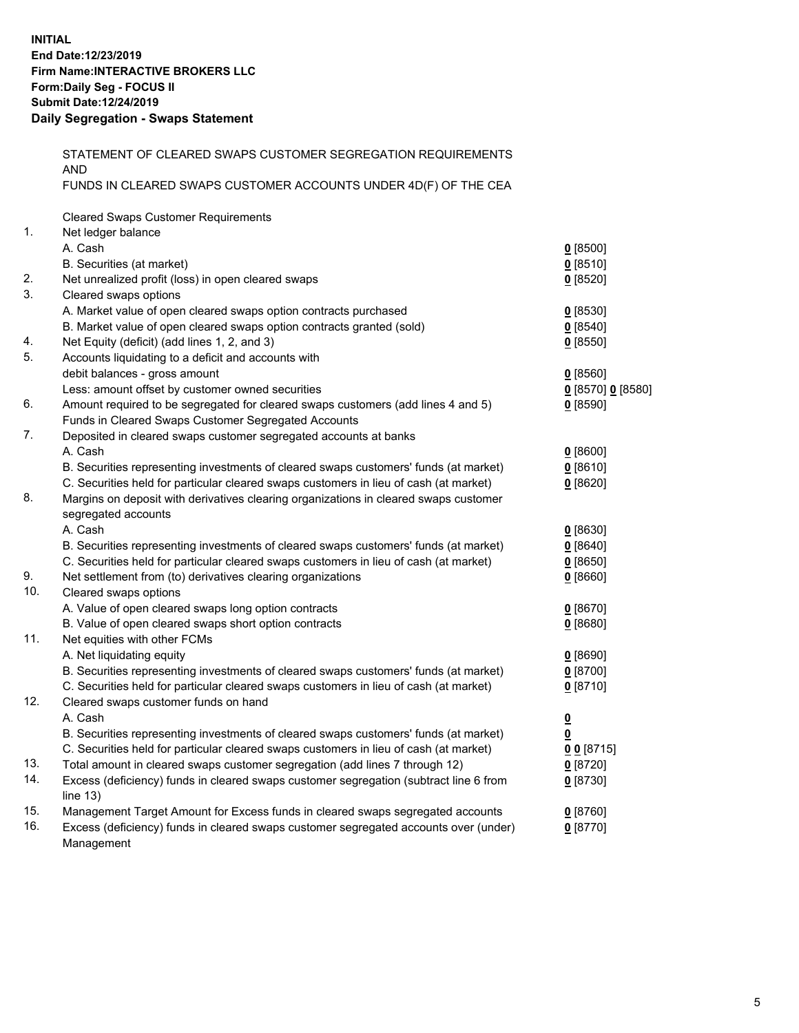**INITIAL**
**End Date:12/23/2019**
**Firm Name:INTERACTIVE BROKERS LLC**
**Form:Daily Seg - FOCUS II**
**Submit Date:12/24/2019**
**Daily Segregation - Swaps Statement**

STATEMENT OF CLEARED SWAPS CUSTOMER SEGREGATION REQUIREMENTS AND FUNDS IN CLEARED SWAPS CUSTOMER ACCOUNTS UNDER 4D(F) OF THE CEA

| | | |
|---|---|---|
| | Cleared Swaps Customer Requirements | |
| 1. | Net ledger balance | |
| | A. Cash | 0 [8500] |
| | B. Securities (at market) | 0 [8510] |
| 2. | Net unrealized profit (loss) in open cleared swaps | 0 [8520] |
| 3. | Cleared swaps options | |
| | A. Market value of open cleared swaps option contracts purchased | 0 [8530] |
| | B. Market value of open cleared swaps option contracts granted (sold) | 0 [8540] |
| 4. | Net Equity (deficit) (add lines 1, 2, and 3) | 0 [8550] |
| 5. | Accounts liquidating to a deficit and accounts with debit balances - gross amount | 0 [8560] |
| | Less: amount offset by customer owned securities | 0 [8570] 0 [8580] |
| 6. | Amount required to be segregated for cleared swaps customers (add lines 4 and 5) | 0 [8590] |
| | Funds in Cleared Swaps Customer Segregated Accounts | |
| 7. | Deposited in cleared swaps customer segregated accounts at banks | |
| | A. Cash | 0 [8600] |
| | B. Securities representing investments of cleared swaps customers' funds (at market) | 0 [8610] |
| | C. Securities held for particular cleared swaps customers in lieu of cash (at market) | 0 [8620] |
| 8. | Margins on deposit with derivatives clearing organizations in cleared swaps customer segregated accounts | |
| | A. Cash | 0 [8630] |
| | B. Securities representing investments of cleared swaps customers' funds (at market) | 0 [8640] |
| | C. Securities held for particular cleared swaps customers in lieu of cash (at market) | 0 [8650] |
| 9. | Net settlement from (to) derivatives clearing organizations | 0 [8660] |
| 10. | Cleared swaps options | |
| | A. Value of open cleared swaps long option contracts | 0 [8670] |
| | B. Value of open cleared swaps short option contracts | 0 [8680] |
| 11. | Net equities with other FCMs | |
| | A. Net liquidating equity | 0 [8690] |
| | B. Securities representing investments of cleared swaps customers' funds (at market) | 0 [8700] |
| | C. Securities held for particular cleared swaps customers in lieu of cash (at market) | 0 [8710] |
| 12. | Cleared swaps customer funds on hand | |
| | A. Cash | 0 |
| | B. Securities representing investments of cleared swaps customers' funds (at market) | 0 |
| | C. Securities held for particular cleared swaps customers in lieu of cash (at market) | 0 0 [8715] |
| 13. | Total amount in cleared swaps customer segregation (add lines 7 through 12) | 0 [8720] |
| 14. | Excess (deficiency) funds in cleared swaps customer segregation (subtract line 6 from line 13) | 0 [8730] |
| 15. | Management Target Amount for Excess funds in cleared swaps segregated accounts | 0 [8760] |
| 16. | Excess (deficiency) funds in cleared swaps customer segregated accounts over (under) Management | 0 [8770] |